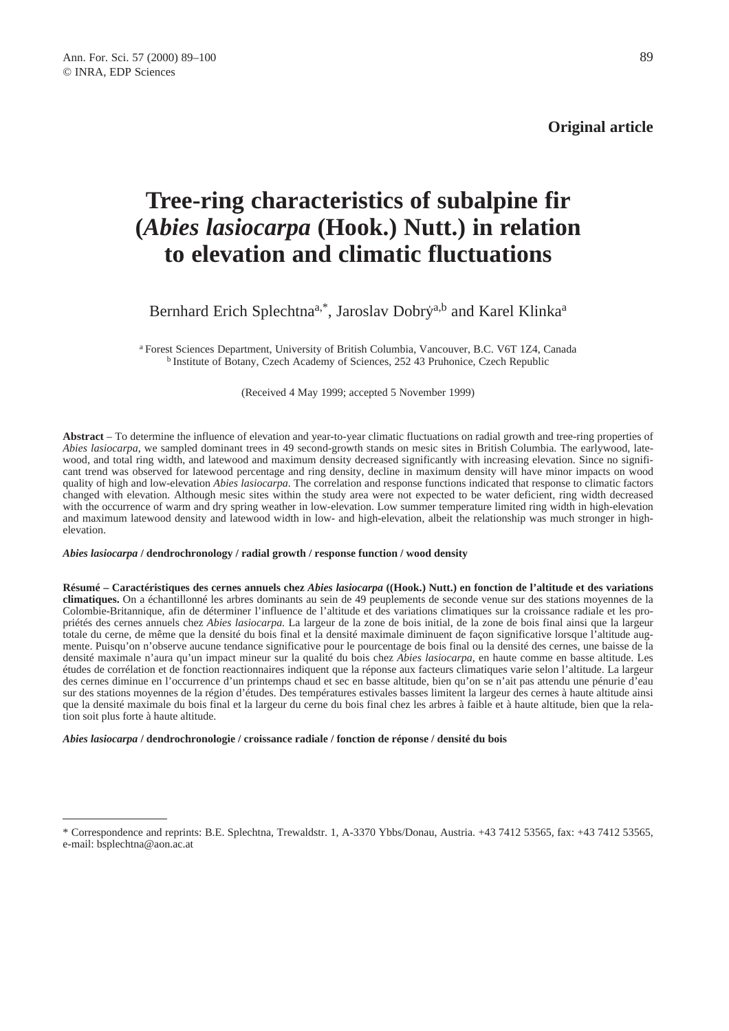**Original article**

# Tree-ring characteristics of subalpine fir (*Abies lasiocarpa* (Hook.) Nutt.) in relation to elevation and climatic fluctuations

Bernhard Erich Splechtna[a,*], Jaroslav Dobrý[a,b] and Karel Klinka[a]

[a] Forest Sciences Department, University of British Columbia, Vancouver, B.C. V6T 1Z4, Canada
[b] Institute of Botany, Czech Academy of Sciences, 252 43 Pruhonice, Czech Republic

(Received 4 May 1999; accepted 5 November 1999)

**Abstract** – To determine the influence of elevation and year-to-year climatic fluctuations on radial growth and tree-ring properties of *Abies lasiocarpa*, we sampled dominant trees in 49 second-growth stands on mesic sites in British Columbia. The earlywood, latewood, and total ring width, and latewood and maximum density decreased significantly with increasing elevation. Since no significant trend was observed for latewood percentage and ring density, decline in maximum density will have minor impacts on wood quality of high and low-elevation *Abies lasiocarpa*. The correlation and response functions indicated that response to climatic factors changed with elevation. Although mesic sites within the study area were not expected to be water deficient, ring width decreased with the occurrence of warm and dry spring weather in low-elevation. Low summer temperature limited ring width in high-elevation and maximum latewood density and latewood width in low- and high-elevation, albeit the relationship was much stronger in high-elevation.

***Abies lasiocarpa* / dendrochronology / radial growth / response function / wood density**

**Résumé – Caractéristiques des cernes annuels chez *Abies lasiocarpa* ((Hook.) Nutt.) en fonction de l'altitude et des variations climatiques.** On a échantillonné les arbres dominants au sein de 49 peuplements de seconde venue sur des stations moyennes de la Colombie-Britannique, afin de déterminer l'influence de l'altitude et des variations climatiques sur la croissance radiale et les propriétés des cernes annuels chez *Abies lasiocarpa.* La largeur de la zone de bois initial, de la zone de bois final ainsi que la largeur totale du cerne, de même que la densité du bois final et la densité maximale diminuent de façon significative lorsque l'altitude augmente. Puisqu'on n'observe aucune tendance significative pour le pourcentage de bois final ou la densité des cernes, une baisse de la densité maximale n'aura qu'un impact mineur sur la qualité du bois chez *Abies lasiocarpa*, en haute comme en basse altitude. Les études de corrélation et de fonction reactionnaires indiquent que la réponse aux facteurs climatiques varie selon l'altitude. La largeur des cernes diminue en l'occurrence d'un printemps chaud et sec en basse altitude, bien qu'on se n'ait pas attendu une pénurie d'eau sur des stations moyennes de la région d'études. Des températures estivales basses limitent la largeur des cernes à haute altitude ainsi que la densité maximale du bois final et la largeur du cerne du bois final chez les arbres à faible et à haute altitude, bien que la relation soit plus forte à haute altitude.

***Abies lasiocarpa* / dendrochronologie / croissance radiale / fonction de réponse / densité du bois**

---

\* Correspondence and reprints: B.E. Splechtna, Trewaldstr. 1, A-3370 Ybbs/Donau, Austria. +43 7412 53565, fax: +43 7412 53565, e-mail: bsplechtna@aon.ac.at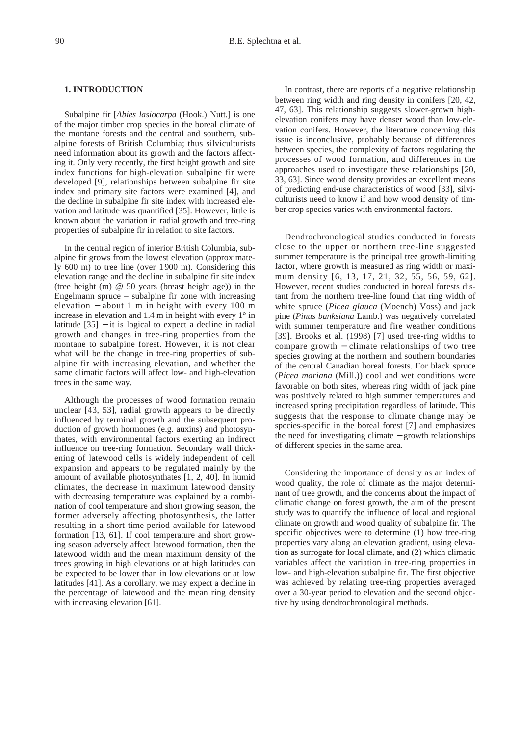## 1. INTRODUCTION

Subalpine fir [*Abies lasiocarpa* (Hook.) Nutt.] is one of the major timber crop species in the boreal climate of the montane forests and the central and southern, subalpine forests of British Columbia; thus silviculturists need information about its growth and the factors affecting it. Only very recently, the first height growth and site index functions for high-elevation subalpine fir were developed [9], relationships between subalpine fir site index and primary site factors were examined [4], and the decline in subalpine fir site index with increased elevation and latitude was quantified [35]. However, little is known about the variation in radial growth and tree-ring properties of subalpine fir in relation to site factors.

In the central region of interior British Columbia, subalpine fir grows from the lowest elevation (approximately 600 m) to tree line (over 1900 m). Considering this elevation range and the decline in subalpine fir site index (tree height (m) @ 50 years (breast height age)) in the Engelmann spruce – subalpine fir zone with increasing elevation – about 1 m in height with every 100 m increase in elevation and 1.4 m in height with every 1° in latitude [35] – it is logical to expect a decline in radial growth and changes in tree-ring properties from the montane to subalpine forest. However, it is not clear what will be the change in tree-ring properties of subalpine fir with increasing elevation, and whether the same climatic factors will affect low- and high-elevation trees in the same way.

Although the processes of wood formation remain unclear [43, 53], radial growth appears to be directly influenced by terminal growth and the subsequent production of growth hormones (e.g. auxins) and photosynthates, with environmental factors exerting an indirect influence on tree-ring formation. Secondary wall thickening of latewood cells is widely independent of cell expansion and appears to be regulated mainly by the amount of available photosynthates [1, 2, 40]. In humid climates, the decrease in maximum latewood density with decreasing temperature was explained by a combination of cool temperature and short growing season, the former adversely affecting photosynthesis, the latter resulting in a short time-period available for latewood formation [13, 61]. If cool temperature and short growing season adversely affect latewood formation, then the latewood width and the mean maximum density of the trees growing in high elevations or at high latitudes can be expected to be lower than in low elevations or at low latitudes [41]. As a corollary, we may expect a decline in the percentage of latewood and the mean ring density with increasing elevation [61].

In contrast, there are reports of a negative relationship between ring width and ring density in conifers [20, 42, 47, 63]. This relationship suggests slower-grown high-elevation conifers may have denser wood than low-elevation conifers. However, the literature concerning this issue is inconclusive, probably because of differences between species, the complexity of factors regulating the processes of wood formation, and differences in the approaches used to investigate these relationships [20, 33, 63]. Since wood density provides an excellent means of predicting end-use characteristics of wood [33], silviculturists need to know if and how wood density of timber crop species varies with environmental factors.

Dendrochronological studies conducted in forests close to the upper or northern tree-line suggested summer temperature is the principal tree growth-limiting factor, where growth is measured as ring width or maximum density [6, 13, 17, 21, 32, 55, 56, 59, 62]. However, recent studies conducted in boreal forests distant from the northern tree-line found that ring width of white spruce (*Picea glauca* (Moench) Voss) and jack pine (*Pinus banksiana* Lamb.) was negatively correlated with summer temperature and fire weather conditions [39]. Brooks et al. (1998) [7] used tree-ring widths to compare growth – climate relationships of two tree species growing at the northern and southern boundaries of the central Canadian boreal forests. For black spruce (*Picea mariana* (Mill.)) cool and wet conditions were favorable on both sites, whereas ring width of jack pine was positively related to high summer temperatures and increased spring precipitation regardless of latitude. This suggests that the response to climate change may be species-specific in the boreal forest [7] and emphasizes the need for investigating climate – growth relationships of different species in the same area.

Considering the importance of density as an index of wood quality, the role of climate as the major determinant of tree growth, and the concerns about the impact of climatic change on forest growth, the aim of the present study was to quantify the influence of local and regional climate on growth and wood quality of subalpine fir. The specific objectives were to determine (1) how tree-ring properties vary along an elevation gradient, using elevation as surrogate for local climate, and (2) which climatic variables affect the variation in tree-ring properties in low- and high-elevation subalpine fir. The first objective was achieved by relating tree-ring properties averaged over a 30-year period to elevation and the second objective by using dendrochronological methods.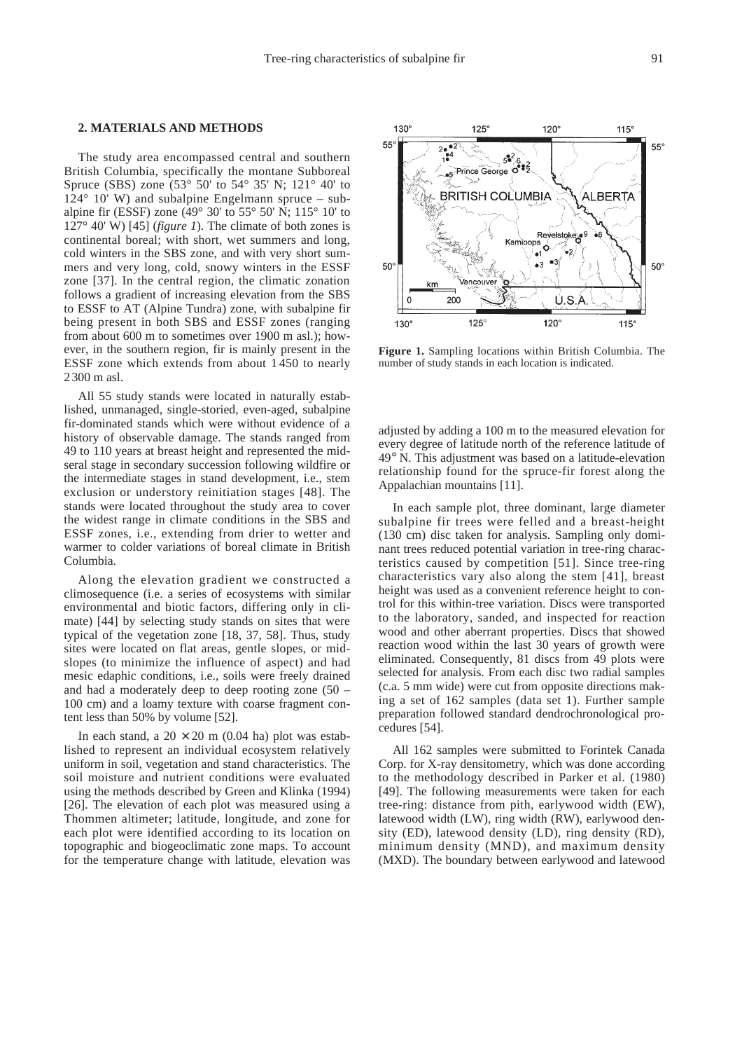## 2. MATERIALS AND METHODS

The study area encompassed central and southern British Columbia, specifically the montane Subboreal Spruce (SBS) zone (53° 50' to 54° 35' N; 121° 40' to 124° 10' W) and subalpine Engelmann spruce – subalpine fir (ESSF) zone (49° 30' to 55° 50' N; 115° 10' to 127° 40' W) [45] (*figure 1*). The climate of both zones is continental boreal; with short, wet summers and long, cold winters in the SBS zone, and with very short summers and very long, cold, snowy winters in the ESSF zone [37]. In the central region, the climatic zonation follows a gradient of increasing elevation from the SBS to ESSF to AT (Alpine Tundra) zone, with subalpine fir being present in both SBS and ESSF zones (ranging from about 600 m to sometimes over 1900 m asl.); however, in the southern region, fir is mainly present in the ESSF zone which extends from about 1450 to nearly 2300 m asl.

All 55 study stands were located in naturally established, unmanaged, single-storied, even-aged, subalpine fir-dominated stands which were without evidence of a history of observable damage. The stands ranged from 49 to 110 years at breast height and represented the mid-seral stage in secondary succession following wildfire or the intermediate stages in stand development, i.e., stem exclusion or understory reinitiation stages [48]. The stands were located throughout the study area to cover the widest range in climate conditions in the SBS and ESSF zones, i.e., extending from drier to wetter and warmer to colder variations of boreal climate in British Columbia.

Along the elevation gradient we constructed a climosequence (i.e. a series of ecosystems with similar environmental and biotic factors, differing only in climate) [44] by selecting study stands on sites that were typical of the vegetation zone [18, 37, 58]. Thus, study sites were located on flat areas, gentle slopes, or mid-slopes (to minimize the influence of aspect) and had mesic edaphic conditions, i.e., soils were freely drained and had a moderately deep to deep rooting zone (50 – 100 cm) and a loamy texture with coarse fragment content less than 50% by volume [52].

In each stand, a 20 × 20 m (0.04 ha) plot was established to represent an individual ecosystem relatively uniform in soil, vegetation and stand characteristics. The soil moisture and nutrient conditions were evaluated using the methods described by Green and Klinka (1994) [26]. The elevation of each plot was measured using a Thommen altimeter; latitude, longitude, and zone for each plot were identified according to its location on topographic and biogeoclimatic zone maps. To account for the temperature change with latitude, elevation was adjusted by adding a 100 m to the measured elevation for every degree of latitude north of the reference latitude of 49° N. This adjustment was based on a latitude-elevation relationship found for the spruce-fir forest along the Appalachian mountains [11].

**Figure 1.** Sampling locations within British Columbia. The number of study stands in each location is indicated.

In each sample plot, three dominant, large diameter subalpine fir trees were felled and a breast-height (130 cm) disc taken for analysis. Sampling only dominant trees reduced potential variation in tree-ring characteristics caused by competition [51]. Since tree-ring characteristics vary also along the stem [41], breast height was used as a convenient reference height to control for this within-tree variation. Discs were transported to the laboratory, sanded, and inspected for reaction wood and other aberrant properties. Discs that showed reaction wood within the last 30 years of growth were eliminated. Consequently, 81 discs from 49 plots were selected for analysis. From each disc two radial samples (c.a. 5 mm wide) were cut from opposite directions making a set of 162 samples (data set 1). Further sample preparation followed standard dendrochronological procedures [54].

All 162 samples were submitted to Forintek Canada Corp. for X-ray densitometry, which was done according to the methodology described in Parker et al. (1980) [49]. The following measurements were taken for each tree-ring: distance from pith, earlywood width (EW), latewood width (LW), ring width (RW), earlywood density (ED), latewood density (LD), ring density (RD), minimum density (MND), and maximum density (MXD). The boundary between earlywood and latewood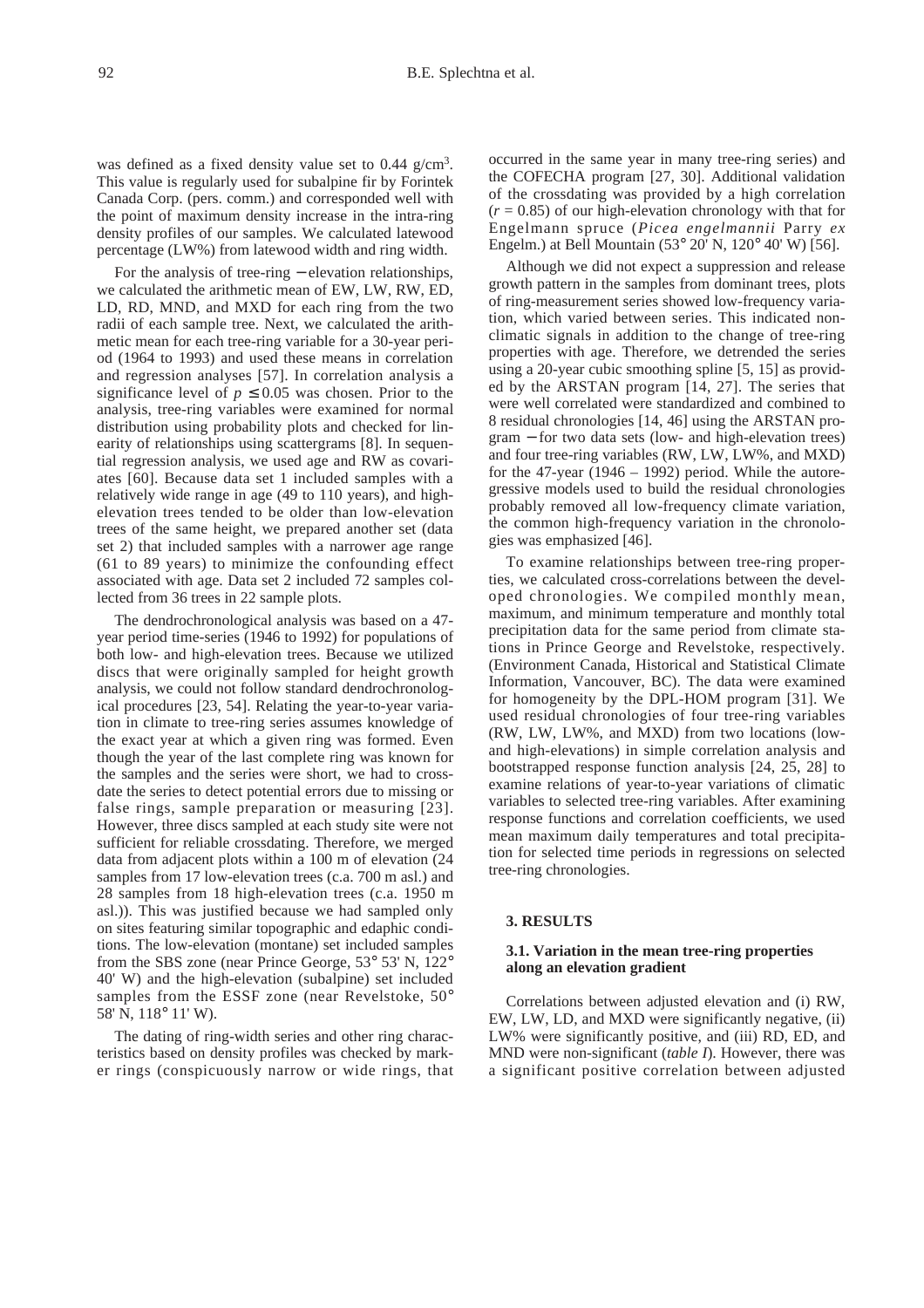was defined as a fixed density value set to 0.44 g/cm$^3$. This value is regularly used for subalpine fir by Forintek Canada Corp. (pers. comm.) and corresponded well with the point of maximum density increase in the intra-ring density profiles of our samples. We calculated latewood percentage (LW%) from latewood width and ring width.

For the analysis of tree-ring − elevation relationships, we calculated the arithmetic mean of EW, LW, RW, ED, LD, RD, MND, and MXD for each ring from the two radii of each sample tree. Next, we calculated the arithmetic mean for each tree-ring variable for a 30-year period (1964 to 1993) and used these means in correlation and regression analyses [57]. In correlation analysis a significance level of $p \leq 0.05$ was chosen. Prior to the analysis, tree-ring variables were examined for normal distribution using probability plots and checked for linearity of relationships using scattergrams [8]. In sequential regression analysis, we used age and RW as covariates [60]. Because data set 1 included samples with a relatively wide range in age (49 to 110 years), and high-elevation trees tended to be older than low-elevation trees of the same height, we prepared another set (data set 2) that included samples with a narrower age range (61 to 89 years) to minimize the confounding effect associated with age. Data set 2 included 72 samples collected from 36 trees in 22 sample plots.

The dendrochronological analysis was based on a 47-year period time-series (1946 to 1992) for populations of both low- and high-elevation trees. Because we utilized discs that were originally sampled for height growth analysis, we could not follow standard dendrochronological procedures [23, 54]. Relating the year-to-year variation in climate to tree-ring series assumes knowledge of the exact year at which a given ring was formed. Even though the year of the last complete ring was known for the samples and the series were short, we had to crossdate the series to detect potential errors due to missing or false rings, sample preparation or measuring [23]. However, three discs sampled at each study site were not sufficient for reliable crossdating. Therefore, we merged data from adjacent plots within a 100 m of elevation (24 samples from 17 low-elevation trees (c.a. 700 m asl.) and 28 samples from 18 high-elevation trees (c.a. 1950 m asl.)). This was justified because we had sampled only on sites featuring similar topographic and edaphic conditions. The low-elevation (montane) set included samples from the SBS zone (near Prince George, 53° 53' N, 122° 40' W) and the high-elevation (subalpine) set included samples from the ESSF zone (near Revelstoke, 50° 58' N, 118° 11' W).

The dating of ring-width series and other ring characteristics based on density profiles was checked by marker rings (conspicuously narrow or wide rings, that occurred in the same year in many tree-ring series) and the COFECHA program [27, 30]. Additional validation of the crossdating was provided by a high correlation ($r = 0.85$) of our high-elevation chronology with that for Engelmann spruce (*Picea engelmannii* Parry *ex* Engelm.) at Bell Mountain (53° 20' N, 120° 40' W) [56].

Although we did not expect a suppression and release growth pattern in the samples from dominant trees, plots of ring-measurement series showed low-frequency variation, which varied between series. This indicated non-climatic signals in addition to the change of tree-ring properties with age. Therefore, we detrended the series using a 20-year cubic smoothing spline [5, 15] as provided by the ARSTAN program [14, 27]. The series that were well correlated were standardized and combined to 8 residual chronologies [14, 46] using the ARSTAN program − for two data sets (low- and high-elevation trees) and four tree-ring variables (RW, LW, LW%, and MXD) for the 47-year (1946 – 1992) period. While the autoregressive models used to build the residual chronologies probably removed all low-frequency climate variation, the common high-frequency variation in the chronologies was emphasized [46].

To examine relationships between tree-ring properties, we calculated cross-correlations between the developed chronologies. We compiled monthly mean, maximum, and minimum temperature and monthly total precipitation data for the same period from climate stations in Prince George and Revelstoke, respectively. (Environment Canada, Historical and Statistical Climate Information, Vancouver, BC). The data were examined for homogeneity by the DPL-HOM program [31]. We used residual chronologies of four tree-ring variables (RW, LW, LW%, and MXD) from two locations (low- and high-elevations) in simple correlation analysis and bootstrapped response function analysis [24, 25, 28] to examine relations of year-to-year variations of climatic variables to selected tree-ring variables. After examining response functions and correlation coefficients, we used mean maximum daily temperatures and total precipitation for selected time periods in regressions on selected tree-ring chronologies.

## 3. RESULTS

### 3.1. Variation in the mean tree-ring properties along an elevation gradient

Correlations between adjusted elevation and (i) RW, EW, LW, LD, and MXD were significantly negative, (ii) LW% were significantly positive, and (iii) RD, ED, and MND were non-significant (*table I*). However, there was a significant positive correlation between adjusted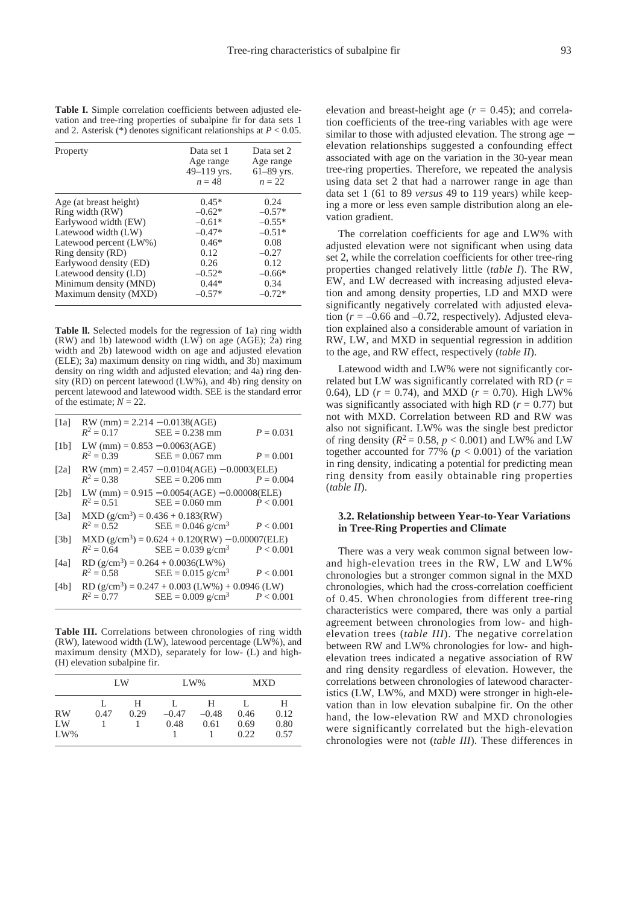**Table I.** Simple correlation coefficients between adjusted elevation and tree-ring properties of subalpine fir for data sets 1 and 2. Asterisk (*) denotes significant relationships at $P < 0.05$.

| Property | Data set 1 Age range 49–119 yrs. $n = 48$ | Data set 2 Age range 61–89 yrs. $n = 22$ |
|---|---|---|
| Age (at breast height) | 0.45* | 0.24 |
| Ring width (RW) | –0.62* | –0.57* |
| Earlywood width (EW) | –0.61* | –0.55* |
| Latewood width (LW) | –0.47* | –0.51* |
| Latewood percent (LW%) | 0.46* | 0.08 |
| Ring density (RD) | 0.12 | –0.27 |
| Earlywood density (ED) | 0.26 | 0.12 |
| Latewood density (LD) | –0.52* | –0.66* |
| Minimum density (MND) | 0.44* | 0.34 |
| Maximum density (MXD) | –0.57* | –0.72* |

**Table II.** Selected models for the regression of 1a) ring width (RW) and 1b) latewood width (LW) on age (AGE); 2a) ring width and 2b) latewood width on age and adjusted elevation (ELE); 3a) maximum density on ring width, and 3b) maximum density on ring width and adjusted elevation; and 4a) ring density (RD) on percent latewood (LW%), and 4b) ring density on percent latewood and latewood width. SEE is the standard error of the estimate; $N = 22$.

| | Model | | |
|---|---|---|---|
| [1a] | RW (mm) = 2.214 − 0.0138(AGE) | | |
| | $R^2 = 0.17$ | SEE = 0.238 mm | $P = 0.031$ |
| [1b] | LW (mm) = 0.853 − 0.0063(AGE) | | |
| | $R^2 = 0.39$ | SEE = 0.067 mm | $P = 0.001$ |
| [2a] | RW (mm) = 2.457 − 0.0104(AGE) − 0.0003(ELE) | | |
| | $R^2 = 0.38$ | SEE = 0.206 mm | $P = 0.004$ |
| [2b] | LW (mm) = 0.915 − 0.0054(AGE) − 0.00008(ELE) | | |
| | $R^2 = 0.51$ | SEE = 0.060 mm | $P < 0.001$ |
| [3a] | MXD (g/cm$^3$) = 0.436 + 0.183(RW) | | |
| | $R^2 = 0.52$ | SEE = 0.046 g/cm$^3$ | $P < 0.001$ |
| [3b] | MXD (g/cm$^3$) = 0.624 + 0.120(RW) − 0.00007(ELE) | | |
| | $R^2 = 0.64$ | SEE = 0.039 g/cm$^3$ | $P < 0.001$ |
| [4a] | RD (g/cm$^3$) = 0.264 + 0.0036(LW%) | | |
| | $R^2 = 0.58$ | SEE = 0.015 g/cm$^3$ | $P < 0.001$ |
| [4b] | RD (g/cm$^3$) = 0.247 + 0.003 (LW%) + 0.0946 (LW) | | |
| | $R^2 = 0.77$ | SEE = 0.009 g/cm$^3$ | $P < 0.001$ |

**Table III.** Correlations between chronologies of ring width (RW), latewood width (LW), latewood percentage (LW%), and maximum density (MXD), separately for low- (L) and high- (H) elevation subalpine fir.

| | LW | | LW% | | MXD | |
|---|---|---|---|---|---|---|
| | L | H | L | H | L | H |
| RW | 0.47 | 0.29 | –0.47 | –0.48 | 0.46 | 0.12 |
| LW | 1 | 1 | 0.48 | 0.61 | 0.69 | 0.80 |
| LW% | | | 1 | 1 | 0.22 | 0.57 |

elevation and breast-height age ($r = 0.45$); and correlation coefficients of the tree-ring variables with age were similar to those with adjusted elevation. The strong age − elevation relationships suggested a confounding effect associated with age on the variation in the 30-year mean tree-ring properties. Therefore, we repeated the analysis using data set 2 that had a narrower range in age than data set 1 (61 to 89 *versus* 49 to 119 years) while keeping a more or less even sample distribution along an elevation gradient.

The correlation coefficients for age and LW% with adjusted elevation were not significant when using data set 2, while the correlation coefficients for other tree-ring properties changed relatively little (*table I*). The RW, EW, and LW decreased with increasing adjusted elevation and among density properties, LD and MXD were significantly negatively correlated with adjusted elevation ($r = –0.66$ and $–0.72$, respectively). Adjusted elevation explained also a considerable amount of variation in RW, LW, and MXD in sequential regression in addition to the age, and RW effect, respectively (*table II*).

Latewood width and LW% were not significantly correlated but LW was significantly correlated with RD ($r = 0.64$), LD ($r = 0.74$), and MXD ($r = 0.70$). High LW% was significantly associated with high RD ($r = 0.77$) but not with MXD. Correlation between RD and RW was also not significant. LW% was the single best predictor of ring density ($R^2 = 0.58$, $p < 0.001$) and LW% and LW together accounted for 77% ($p < 0.001$) of the variation in ring density, indicating a potential for predicting mean ring density from easily obtainable ring properties (*table II*).

### 3.2. Relationship between Year-to-Year Variations in Tree-Ring Properties and Climate

There was a very weak common signal between low- and high-elevation trees in the RW, LW and LW% chronologies but a stronger common signal in the MXD chronologies, which had the cross-correlation coefficient of 0.45. When chronologies from different tree-ring characteristics were compared, there was only a partial agreement between chronologies from low- and high-elevation trees (*table III*). The negative correlation between RW and LW% chronologies for low- and high-elevation trees indicated a negative association of RW and ring density regardless of elevation. However, the correlations between chronologies of latewood characteristics (LW, LW%, and MXD) were stronger in high-elevation than in low elevation subalpine fir. On the other hand, the low-elevation RW and MXD chronologies were significantly correlated but the high-elevation chronologies were not (*table III*). These differences in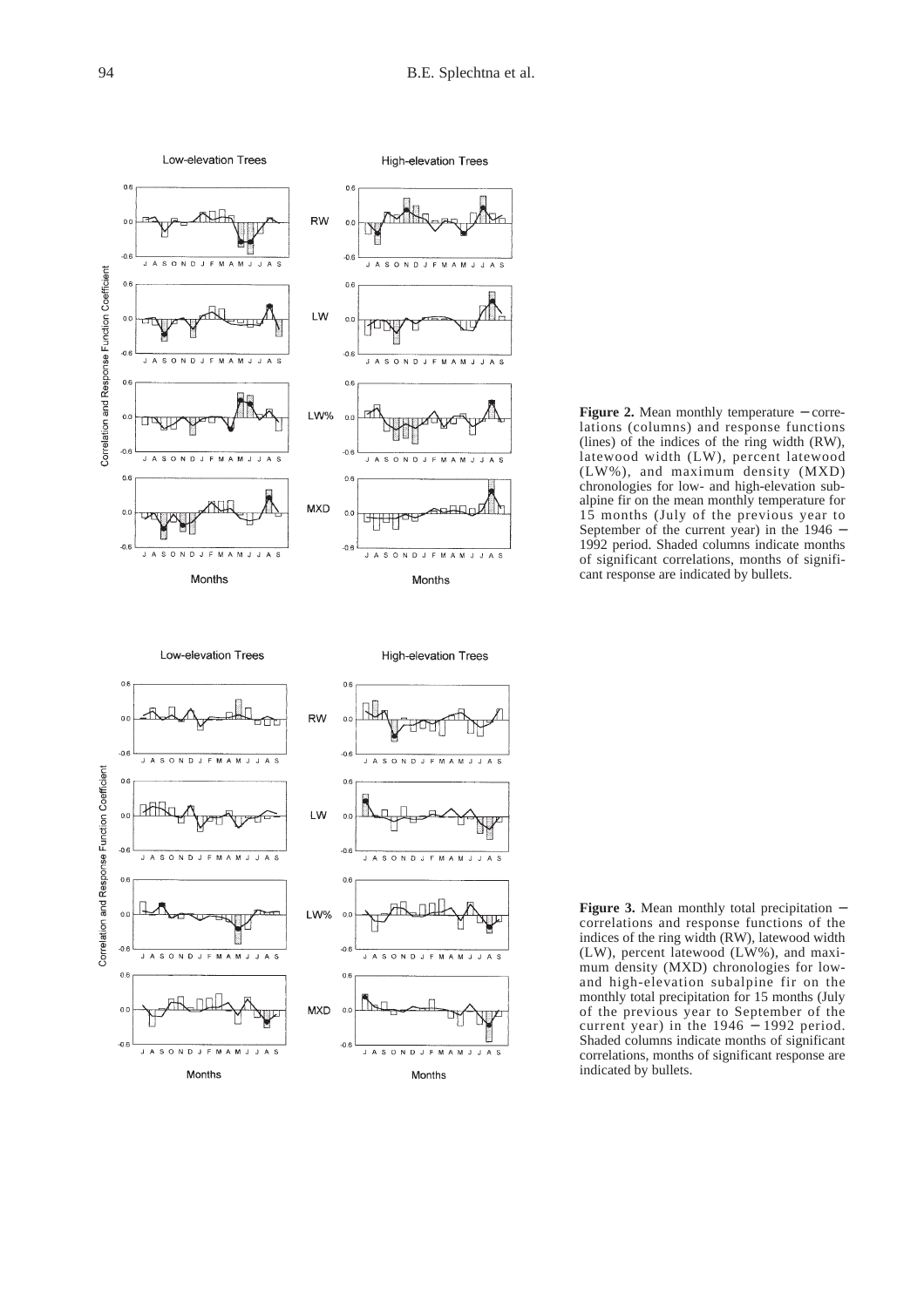**Figure 2.** Mean monthly temperature – correlations (columns) and response functions (lines) of the indices of the ring width (RW), latewood width (LW), percent latewood (LW%), and maximum density (MXD) chronologies for low- and high-elevation subalpine fir on the mean monthly temperature for 15 months (July of the previous year to September of the current year) in the 1946 – 1992 period. Shaded columns indicate months of significant correlations, months of significant response are indicated by bullets.

**Figure 3.** Mean monthly total precipitation – correlations and response functions of the indices of the ring width (RW), latewood width (LW), percent latewood (LW%), and maximum density (MXD) chronologies for low- and high-elevation subalpine fir on the monthly total precipitation for 15 months (July of the previous year to September of the current year) in the 1946 – 1992 period. Shaded columns indicate months of significant correlations, months of significant response are indicated by bullets.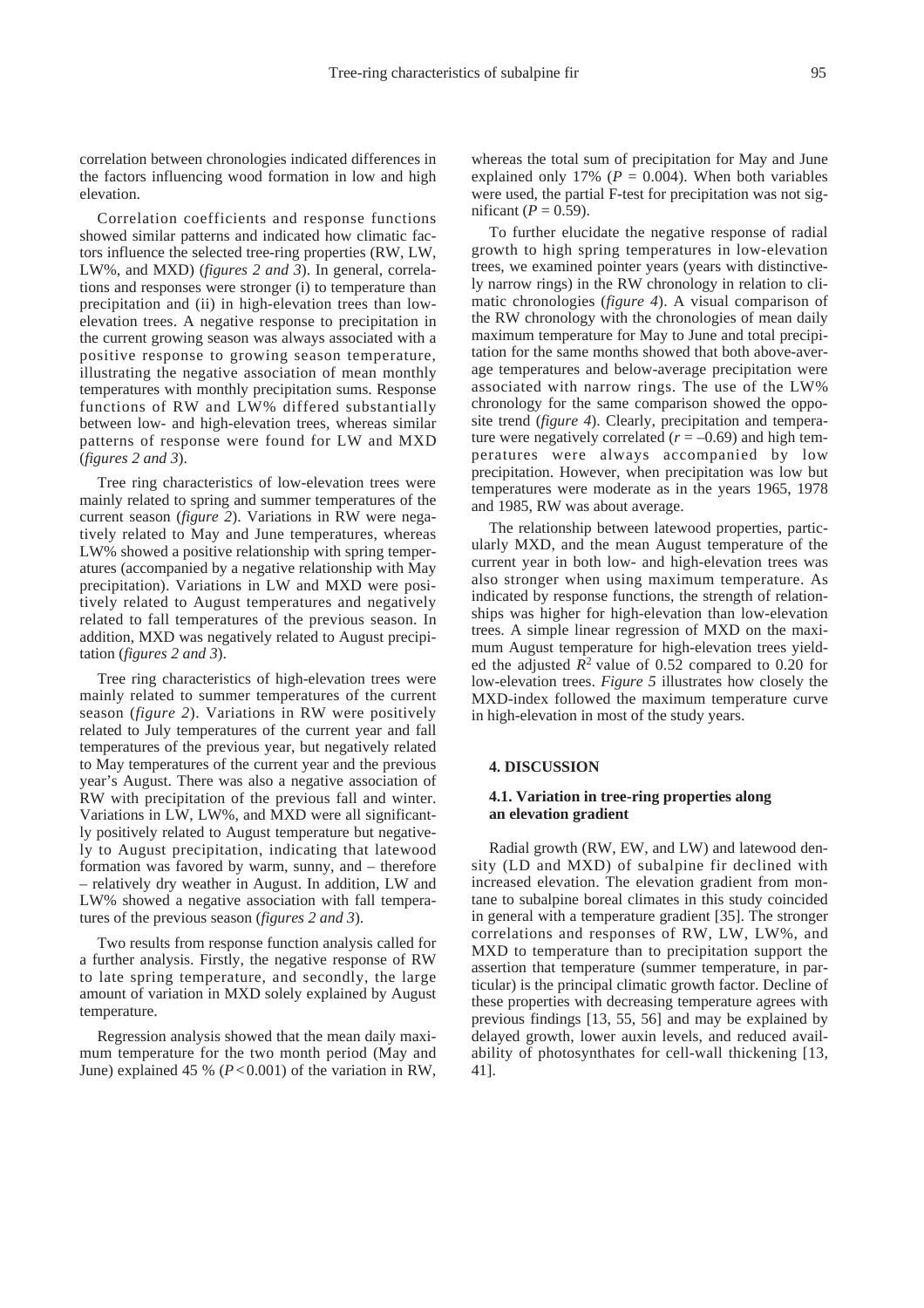correlation between chronologies indicated differences in the factors influencing wood formation in low and high elevation.

Correlation coefficients and response functions showed similar patterns and indicated how climatic factors influence the selected tree-ring properties (RW, LW, LW%, and MXD) (*figures 2 and 3*). In general, correlations and responses were stronger (i) to temperature than precipitation and (ii) in high-elevation trees than low-elevation trees. A negative response to precipitation in the current growing season was always associated with a positive response to growing season temperature, illustrating the negative association of mean monthly temperatures with monthly precipitation sums. Response functions of RW and LW% differed substantially between low- and high-elevation trees, whereas similar patterns of response were found for LW and MXD (*figures 2 and 3*).

Tree ring characteristics of low-elevation trees were mainly related to spring and summer temperatures of the current season (*figure 2*). Variations in RW were negatively related to May and June temperatures, whereas LW% showed a positive relationship with spring temperatures (accompanied by a negative relationship with May precipitation). Variations in LW and MXD were positively related to August temperatures and negatively related to fall temperatures of the previous season. In addition, MXD was negatively related to August precipitation (*figures 2 and 3*).

Tree ring characteristics of high-elevation trees were mainly related to summer temperatures of the current season (*figure 2*). Variations in RW were positively related to July temperatures of the current year and fall temperatures of the previous year, but negatively related to May temperatures of the current year and the previous year's August. There was also a negative association of RW with precipitation of the previous fall and winter. Variations in LW, LW%, and MXD were all significantly positively related to August temperature but negatively to August precipitation, indicating that latewood formation was favored by warm, sunny, and – therefore – relatively dry weather in August. In addition, LW and LW% showed a negative association with fall temperatures of the previous season (*figures 2 and 3*).

Two results from response function analysis called for a further analysis. Firstly, the negative response of RW to late spring temperature, and secondly, the large amount of variation in MXD solely explained by August temperature.

Regression analysis showed that the mean daily maximum temperature for the two month period (May and June) explained 45 % ($P < 0.001$) of the variation in RW, whereas the total sum of precipitation for May and June explained only 17% ($P = 0.004$). When both variables were used, the partial F-test for precipitation was not significant ($P = 0.59$).

To further elucidate the negative response of radial growth to high spring temperatures in low-elevation trees, we examined pointer years (years with distinctively narrow rings) in the RW chronology in relation to climatic chronologies (*figure 4*). A visual comparison of the RW chronology with the chronologies of mean daily maximum temperature for May to June and total precipitation for the same months showed that both above-average temperatures and below-average precipitation were associated with narrow rings. The use of the LW% chronology for the same comparison showed the opposite trend (*figure 4*). Clearly, precipitation and temperature were negatively correlated ($r = -0.69$) and high temperatures were always accompanied by low precipitation. However, when precipitation was low but temperatures were moderate as in the years 1965, 1978 and 1985, RW was about average.

The relationship between latewood properties, particularly MXD, and the mean August temperature of the current year in both low- and high-elevation trees was also stronger when using maximum temperature. As indicated by response functions, the strength of relationships was higher for high-elevation than low-elevation trees. A simple linear regression of MXD on the maximum August temperature for high-elevation trees yielded the adjusted $R^2$ value of 0.52 compared to 0.20 for low-elevation trees. *Figure 5* illustrates how closely the MXD-index followed the maximum temperature curve in high-elevation in most of the study years.

## 4. DISCUSSION

### 4.1. Variation in tree-ring properties along an elevation gradient

Radial growth (RW, EW, and LW) and latewood density (LD and MXD) of subalpine fir declined with increased elevation. The elevation gradient from montane to subalpine boreal climates in this study coincided in general with a temperature gradient [35]. The stronger correlations and responses of RW, LW, LW%, and MXD to temperature than to precipitation support the assertion that temperature (summer temperature, in particular) is the principal climatic growth factor. Decline of these properties with decreasing temperature agrees with previous findings [13, 55, 56] and may be explained by delayed growth, lower auxin levels, and reduced availability of photosynthates for cell-wall thickening [13, 41].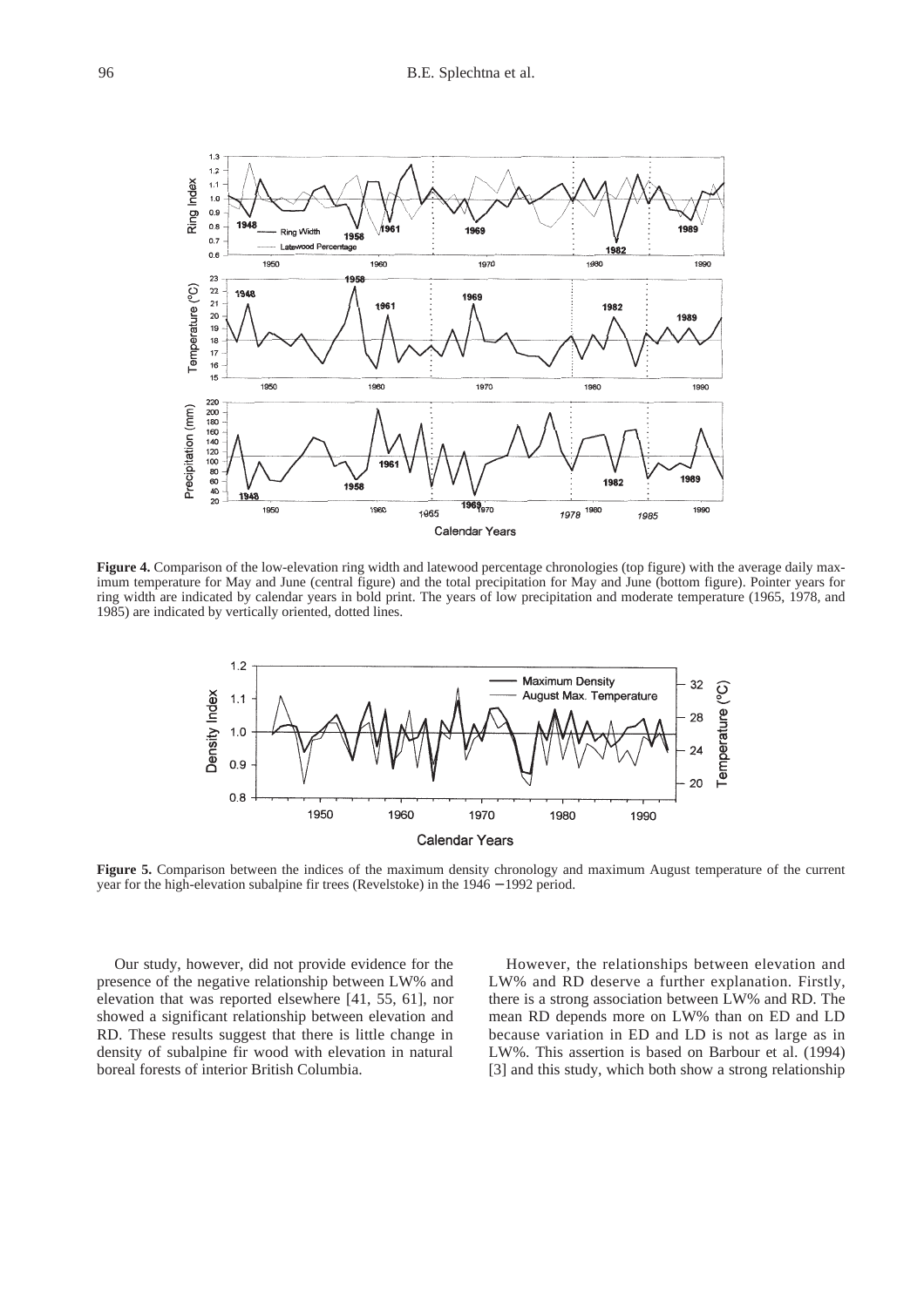**Figure 4.** Comparison of the low-elevation ring width and latewood percentage chronologies (top figure) with the average daily maximum temperature for May and June (central figure) and the total precipitation for May and June (bottom figure). Pointer years for ring width are indicated by calendar years in bold print. The years of low precipitation and moderate temperature (1965, 1978, and 1985) are indicated by vertically oriented, dotted lines.

**Figure 5.** Comparison between the indices of the maximum density chronology and maximum August temperature of the current year for the high-elevation subalpine fir trees (Revelstoke) in the 1946 – 1992 period.

Our study, however, did not provide evidence for the presence of the negative relationship between LW% and elevation that was reported elsewhere [41, 55, 61], nor showed a significant relationship between elevation and RD. These results suggest that there is little change in density of subalpine fir wood with elevation in natural boreal forests of interior British Columbia.

However, the relationships between elevation and LW% and RD deserve a further explanation. Firstly, there is a strong association between LW% and RD. The mean RD depends more on LW% than on ED and LD because variation in ED and LD is not as large as in LW%. This assertion is based on Barbour et al. (1994) [3] and this study, which both show a strong relationship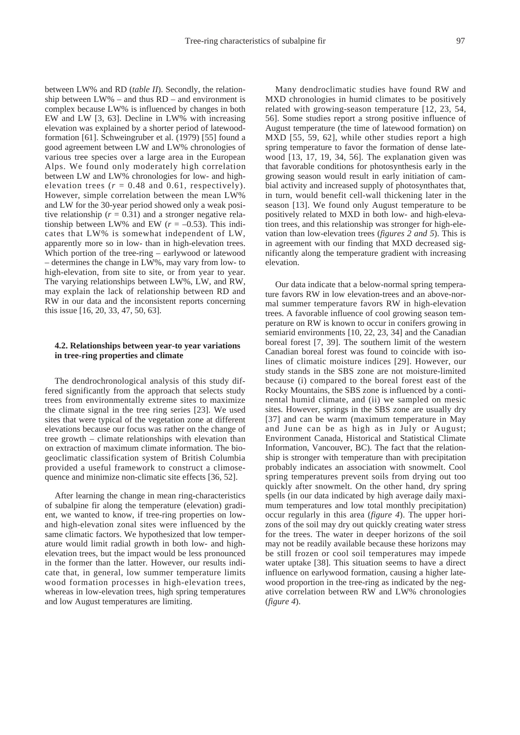between LW% and RD (*table II*). Secondly, the relationship between LW% – and thus RD – and environment is complex because LW% is influenced by changes in both EW and LW [3, 63]. Decline in LW% with increasing elevation was explained by a shorter period of latewood-formation [61]. Schweingruber et al. (1979) [55] found a good agreement between LW and LW% chronologies of various tree species over a large area in the European Alps. We found only moderately high correlation between LW and LW% chronologies for low- and high-elevation trees ($r$ = 0.48 and 0.61, respectively). However, simple correlation between the mean LW% and LW for the 30-year period showed only a weak positive relationship ($r$ = 0.31) and a stronger negative relationship between LW% and EW ($r$ = –0.53). This indicates that LW% is somewhat independent of LW, apparently more so in low- than in high-elevation trees. Which portion of the tree-ring – earlywood or latewood – determines the change in LW%, may vary from low- to high-elevation, from site to site, or from year to year. The varying relationships between LW%, LW, and RW, may explain the lack of relationship between RD and RW in our data and the inconsistent reports concerning this issue [16, 20, 33, 47, 50, 63].

### 4.2. Relationships between year-to year variations in tree-ring properties and climate

The dendrochronological analysis of this study differed significantly from the approach that selects study trees from environmentally extreme sites to maximize the climate signal in the tree ring series [23]. We used sites that were typical of the vegetation zone at different elevations because our focus was rather on the change of tree growth – climate relationships with elevation than on extraction of maximum climate information. The biogeoclimatic classification system of British Columbia provided a useful framework to construct a climosequence and minimize non-climatic site effects [36, 52].

After learning the change in mean ring-characteristics of subalpine fir along the temperature (elevation) gradient, we wanted to know, if tree-ring properties on low- and high-elevation zonal sites were influenced by the same climatic factors. We hypothesized that low temperature would limit radial growth in both low- and high-elevation trees, but the impact would be less pronounced in the former than the latter. However, our results indicate that, in general, low summer temperature limits wood formation processes in high-elevation trees, whereas in low-elevation trees, high spring temperatures and low August temperatures are limiting.

Many dendroclimatic studies have found RW and MXD chronologies in humid climates to be positively related with growing-season temperature [12, 23, 54, 56]. Some studies report a strong positive influence of August temperature (the time of latewood formation) on MXD [55, 59, 62], while other studies report a high spring temperature to favor the formation of dense latewood [13, 17, 19, 34, 56]. The explanation given was that favorable conditions for photosynthesis early in the growing season would result in early initiation of cambial activity and increased supply of photosynthates that, in turn, would benefit cell-wall thickening later in the season [13]. We found only August temperature to be positively related to MXD in both low- and high-elevation trees, and this relationship was stronger for high-elevation than low-elevation trees (*figures 2 and 5*). This is in agreement with our finding that MXD decreased significantly along the temperature gradient with increasing elevation.

Our data indicate that a below-normal spring temperature favors RW in low elevation-trees and an above-normal summer temperature favors RW in high-elevation trees. A favorable influence of cool growing season temperature on RW is known to occur in conifers growing in semiarid environments [10, 22, 23, 34] and the Canadian boreal forest [7, 39]. The southern limit of the western Canadian boreal forest was found to coincide with isolines of climatic moisture indices [29]. However, our study stands in the SBS zone are not moisture-limited because (i) compared to the boreal forest east of the Rocky Mountains, the SBS zone is influenced by a continental humid climate, and (ii) we sampled on mesic sites. However, springs in the SBS zone are usually dry [37] and can be warm (maximum temperature in May and June can be as high as in July or August; Environment Canada, Historical and Statistical Climate Information, Vancouver, BC). The fact that the relationship is stronger with temperature than with precipitation probably indicates an association with snowmelt. Cool spring temperatures prevent soils from drying out too quickly after snowmelt. On the other hand, dry spring spells (in our data indicated by high average daily maximum temperatures and low total monthly precipitation) occur regularly in this area (*figure 4*). The upper horizons of the soil may dry out quickly creating water stress for the trees. The water in deeper horizons of the soil may not be readily available because these horizons may be still frozen or cool soil temperatures may impede water uptake [38]. This situation seems to have a direct influence on earlywood formation, causing a higher latewood proportion in the tree-ring as indicated by the negative correlation between RW and LW% chronologies (*figure 4*).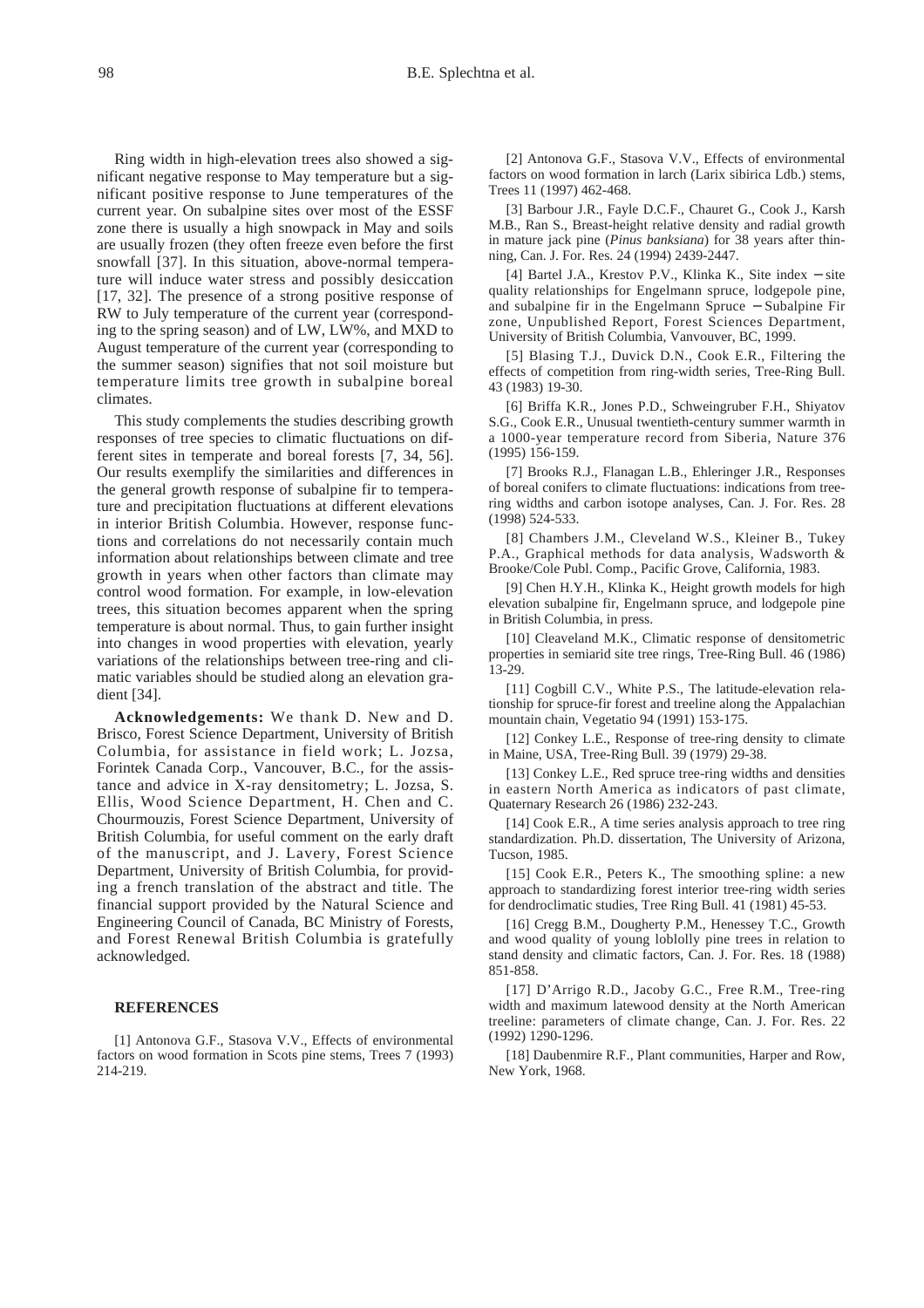Ring width in high-elevation trees also showed a significant negative response to May temperature but a significant positive response to June temperatures of the current year. On subalpine sites over most of the ESSF zone there is usually a high snowpack in May and soils are usually frozen (they often freeze even before the first snowfall [37]. In this situation, above-normal temperature will induce water stress and possibly desiccation [17, 32]. The presence of a strong positive response of RW to July temperature of the current year (corresponding to the spring season) and of LW, LW%, and MXD to August temperature of the current year (corresponding to the summer season) signifies that not soil moisture but temperature limits tree growth in subalpine boreal climates.

This study complements the studies describing growth responses of tree species to climatic fluctuations on different sites in temperate and boreal forests [7, 34, 56]. Our results exemplify the similarities and differences in the general growth response of subalpine fir to temperature and precipitation fluctuations at different elevations in interior British Columbia. However, response functions and correlations do not necessarily contain much information about relationships between climate and tree growth in years when other factors than climate may control wood formation. For example, in low-elevation trees, this situation becomes apparent when the spring temperature is about normal. Thus, to gain further insight into changes in wood properties with elevation, yearly variations of the relationships between tree-ring and climatic variables should be studied along an elevation gradient [34].

**Acknowledgements:** We thank D. New and D. Brisco, Forest Science Department, University of British Columbia, for assistance in field work; L. Jozsa, Forintek Canada Corp., Vancouver, B.C., for the assistance and advice in X-ray densitometry; L. Jozsa, S. Ellis, Wood Science Department, H. Chen and C. Chourmouzis, Forest Science Department, University of British Columbia, for useful comment on the early draft of the manuscript, and J. Lavery, Forest Science Department, University of British Columbia, for providing a french translation of the abstract and title. The financial support provided by the Natural Science and Engineering Council of Canada, BC Ministry of Forests, and Forest Renewal British Columbia is gratefully acknowledged.

## REFERENCES

[1] Antonova G.F., Stasova V.V., Effects of environmental factors on wood formation in Scots pine stems, Trees 7 (1993) 214-219.

[2] Antonova G.F., Stasova V.V., Effects of environmental factors on wood formation in larch (Larix sibirica Ldb.) stems, Trees 11 (1997) 462-468.

[3] Barbour J.R., Fayle D.C.F., Chauret G., Cook J., Karsh M.B., Ran S., Breast-height relative density and radial growth in mature jack pine (*Pinus banksiana*) for 38 years after thinning, Can. J. For. Res. 24 (1994) 2439-2447.

[4] Bartel J.A., Krestov P.V., Klinka K., Site index – site quality relationships for Engelmann spruce, lodgepole pine, and subalpine fir in the Engelmann Spruce – Subalpine Fir zone, Unpublished Report, Forest Sciences Department, University of British Columbia, Vanvouver, BC, 1999.

[5] Blasing T.J., Duvick D.N., Cook E.R., Filtering the effects of competition from ring-width series, Tree-Ring Bull. 43 (1983) 19-30.

[6] Briffa K.R., Jones P.D., Schweingruber F.H., Shiyatov S.G., Cook E.R., Unusual twentieth-century summer warmth in a 1000-year temperature record from Siberia, Nature 376 (1995) 156-159.

[7] Brooks R.J., Flanagan L.B., Ehleringer J.R., Responses of boreal conifers to climate fluctuations: indications from tree-ring widths and carbon isotope analyses, Can. J. For. Res. 28 (1998) 524-533.

[8] Chambers J.M., Cleveland W.S., Kleiner B., Tukey P.A., Graphical methods for data analysis, Wadsworth & Brooke/Cole Publ. Comp., Pacific Grove, California, 1983.

[9] Chen H.Y.H., Klinka K., Height growth models for high elevation subalpine fir, Engelmann spruce, and lodgepole pine in British Columbia, in press.

[10] Cleaveland M.K., Climatic response of densitometric properties in semiarid site tree rings, Tree-Ring Bull. 46 (1986) 13-29.

[11] Cogbill C.V., White P.S., The latitude-elevation relationship for spruce-fir forest and treeline along the Appalachian mountain chain, Vegetatio 94 (1991) 153-175.

[12] Conkey L.E., Response of tree-ring density to climate in Maine, USA, Tree-Ring Bull. 39 (1979) 29-38.

[13] Conkey L.E., Red spruce tree-ring widths and densities in eastern North America as indicators of past climate, Quaternary Research 26 (1986) 232-243.

[14] Cook E.R., A time series analysis approach to tree ring standardization. Ph.D. dissertation, The University of Arizona, Tucson, 1985.

[15] Cook E.R., Peters K., The smoothing spline: a new approach to standardizing forest interior tree-ring width series for dendroclimatic studies, Tree Ring Bull. 41 (1981) 45-53.

[16] Cregg B.M., Dougherty P.M., Henessey T.C., Growth and wood quality of young loblolly pine trees in relation to stand density and climatic factors, Can. J. For. Res. 18 (1988) 851-858.

[17] D'Arrigo R.D., Jacoby G.C., Free R.M., Tree-ring width and maximum latewood density at the North American treeline: parameters of climate change, Can. J. For. Res. 22 (1992) 1290-1296.

[18] Daubenmire R.F., Plant communities, Harper and Row, New York, 1968.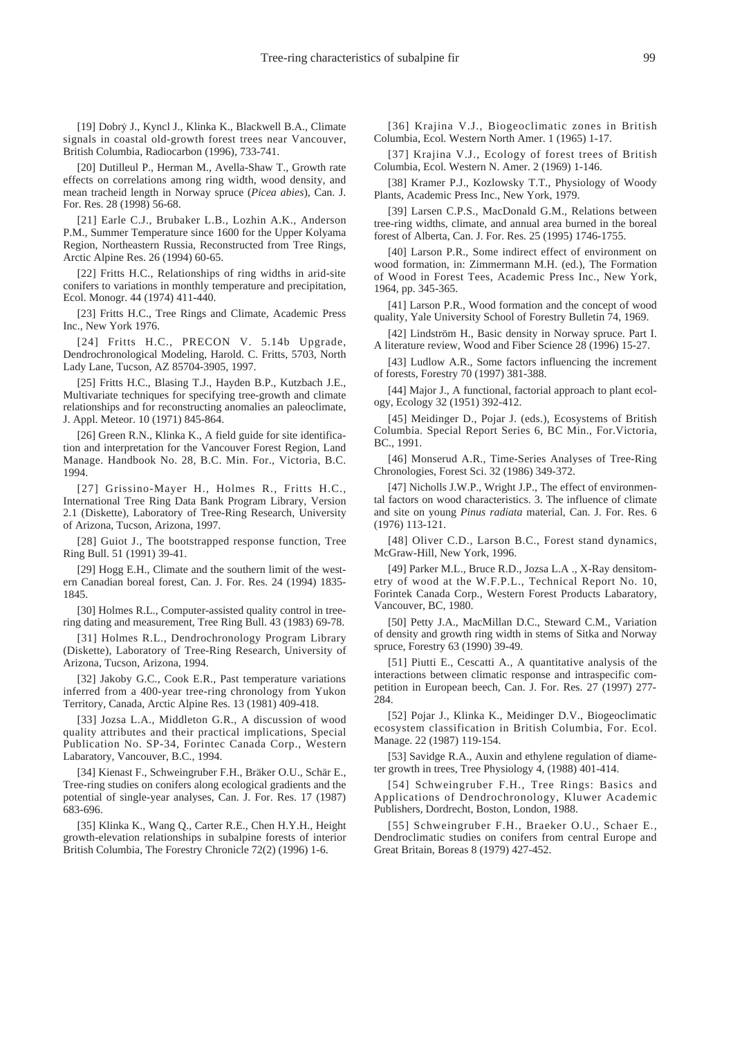[19] Dobrý J., Kyncl J., Klinka K., Blackwell B.A., Climate signals in coastal old-growth forest trees near Vancouver, British Columbia, Radiocarbon (1996), 733-741.

[20] Dutilleul P., Herman M., Avella-Shaw T., Growth rate effects on correlations among ring width, wood density, and mean tracheid length in Norway spruce (*Picea abies*), Can. J. For. Res. 28 (1998) 56-68.

[21] Earle C.J., Brubaker L.B., Lozhin A.K., Anderson P.M., Summer Temperature since 1600 for the Upper Kolyama Region, Northeastern Russia, Reconstructed from Tree Rings, Arctic Alpine Res. 26 (1994) 60-65.

[22] Fritts H.C., Relationships of ring widths in arid-site conifers to variations in monthly temperature and precipitation, Ecol. Monogr. 44 (1974) 411-440.

[23] Fritts H.C., Tree Rings and Climate, Academic Press Inc., New York 1976.

[24] Fritts H.C., PRECON V. 5.14b Upgrade, Dendrochronological Modeling, Harold. C. Fritts, 5703, North Lady Lane, Tucson, AZ 85704-3905, 1997.

[25] Fritts H.C., Blasing T.J., Hayden B.P., Kutzbach J.E., Multivariate techniques for specifying tree-growth and climate relationships and for reconstructing anomalies an paleoclimate, J. Appl. Meteor. 10 (1971) 845-864.

[26] Green R.N., Klinka K., A field guide for site identification and interpretation for the Vancouver Forest Region, Land Manage. Handbook No. 28, B.C. Min. For., Victoria, B.C. 1994.

[27] Grissino-Mayer H., Holmes R., Fritts H.C., International Tree Ring Data Bank Program Library, Version 2.1 (Diskette), Laboratory of Tree-Ring Research, University of Arizona, Tucson, Arizona, 1997.

[28] Guiot J., The bootstrapped response function, Tree Ring Bull. 51 (1991) 39-41.

[29] Hogg E.H., Climate and the southern limit of the western Canadian boreal forest, Can. J. For. Res. 24 (1994) 1835-1845.

[30] Holmes R.L., Computer-assisted quality control in tree-ring dating and measurement, Tree Ring Bull. 43 (1983) 69-78.

[31] Holmes R.L., Dendrochronology Program Library (Diskette), Laboratory of Tree-Ring Research, University of Arizona, Tucson, Arizona, 1994.

[32] Jakoby G.C., Cook E.R., Past temperature variations inferred from a 400-year tree-ring chronology from Yukon Territory, Canada, Arctic Alpine Res. 13 (1981) 409-418.

[33] Jozsa L.A., Middleton G.R., A discussion of wood quality attributes and their practical implications, Special Publication No. SP-34, Forintec Canada Corp., Western Labaratory, Vancouver, B.C., 1994.

[34] Kienast F., Schweingruber F.H., Bräker O.U., Schär E., Tree-ring studies on conifers along ecological gradients and the potential of single-year analyses, Can. J. For. Res. 17 (1987) 683-696.

[35] Klinka K., Wang Q., Carter R.E., Chen H.Y.H., Height growth-elevation relationships in subalpine forests of interior British Columbia, The Forestry Chronicle 72(2) (1996) 1-6.

[36] Krajina V.J., Biogeoclimatic zones in British Columbia, Ecol. Western North Amer. 1 (1965) 1-17.

[37] Krajina V.J., Ecology of forest trees of British Columbia, Ecol. Western N. Amer. 2 (1969) 1-146.

[38] Kramer P.J., Kozlowsky T.T., Physiology of Woody Plants, Academic Press Inc., New York, 1979.

[39] Larsen C.P.S., MacDonald G.M., Relations between tree-ring widths, climate, and annual area burned in the boreal forest of Alberta, Can. J. For. Res. 25 (1995) 1746-1755.

[40] Larson P.R., Some indirect effect of environment on wood formation, in: Zimmermann M.H. (ed.), The Formation of Wood in Forest Tees, Academic Press Inc., New York, 1964, pp. 345-365.

[41] Larson P.R., Wood formation and the concept of wood quality, Yale University School of Forestry Bulletin 74, 1969.

[42] Lindström H., Basic density in Norway spruce. Part I. A literature review, Wood and Fiber Science 28 (1996) 15-27.

[43] Ludlow A.R., Some factors influencing the increment of forests, Forestry 70 (1997) 381-388.

[44] Major J., A functional, factorial approach to plant ecology, Ecology 32 (1951) 392-412.

[45] Meidinger D., Pojar J. (eds.), Ecosystems of British Columbia. Special Report Series 6, BC Min., For.Victoria, BC., 1991.

[46] Monserud A.R., Time-Series Analyses of Tree-Ring Chronologies, Forest Sci. 32 (1986) 349-372.

[47] Nicholls J.W.P., Wright J.P., The effect of environmental factors on wood characteristics. 3. The influence of climate and site on young *Pinus radiata* material, Can. J. For. Res. 6 (1976) 113-121.

[48] Oliver C.D., Larson B.C., Forest stand dynamics, McGraw-Hill, New York, 1996.

[49] Parker M.L., Bruce R.D., Jozsa L.A ., X-Ray densitometry of wood at the W.F.P.L., Technical Report No. 10, Forintek Canada Corp., Western Forest Products Labaratory, Vancouver, BC, 1980.

[50] Petty J.A., MacMillan D.C., Steward C.M., Variation of density and growth ring width in stems of Sitka and Norway spruce, Forestry 63 (1990) 39-49.

[51] Piutti E., Cescatti A., A quantitative analysis of the interactions between climatic response and intraspecific competition in European beech, Can. J. For. Res. 27 (1997) 277-284.

[52] Pojar J., Klinka K., Meidinger D.V., Biogeoclimatic ecosystem classification in British Columbia, For. Ecol. Manage. 22 (1987) 119-154.

[53] Savidge R.A., Auxin and ethylene regulation of diameter growth in trees, Tree Physiology 4, (1988) 401-414.

[54] Schweingruber F.H., Tree Rings: Basics and Applications of Dendrochronology, Kluwer Academic Publishers, Dordrecht, Boston, London, 1988.

[55] Schweingruber F.H., Braeker O.U., Schaer E., Dendroclimatic studies on conifers from central Europe and Great Britain, Boreas 8 (1979) 427-452.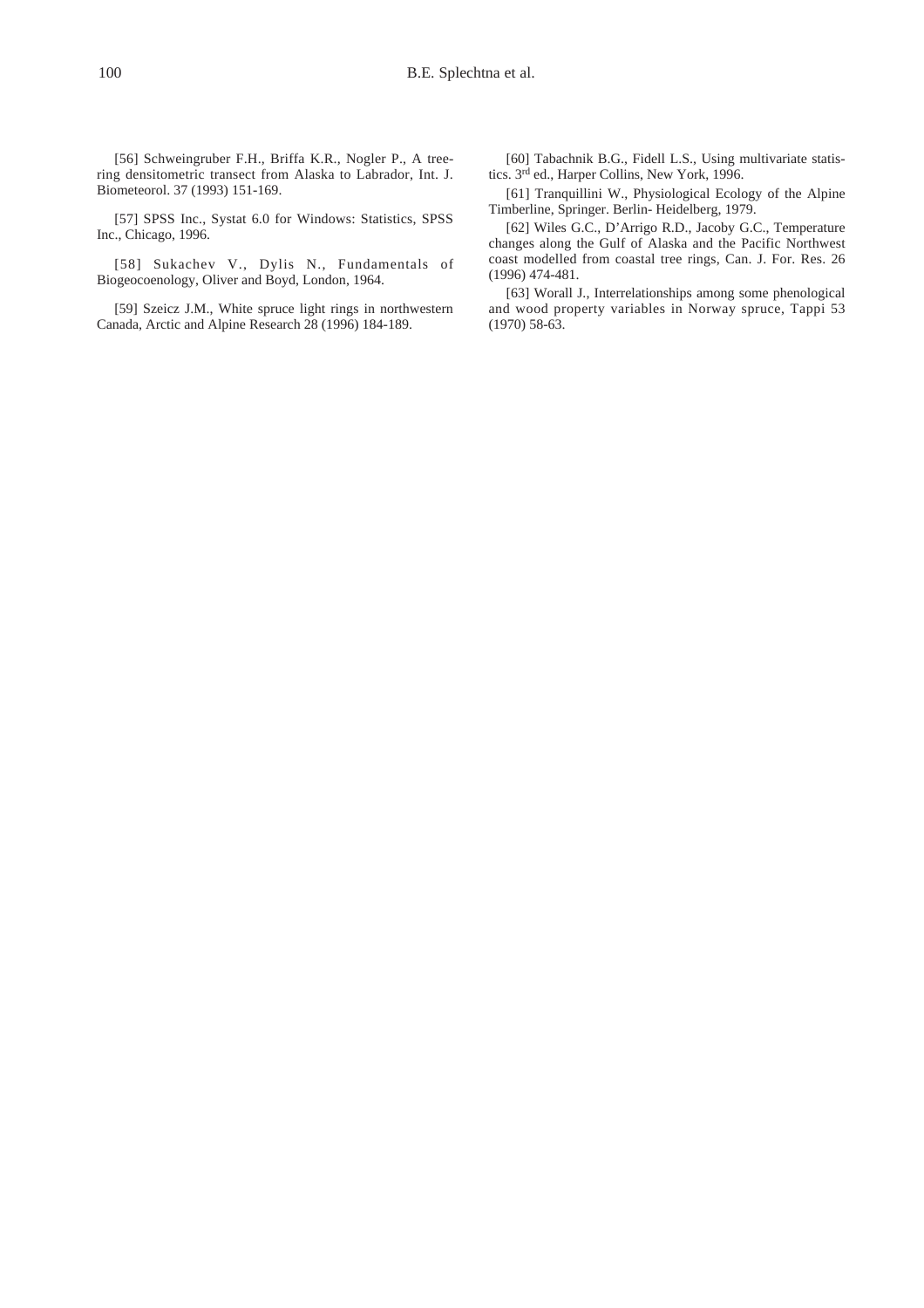[56] Schweingruber F.H., Briffa K.R., Nogler P., A tree-ring densitometric transect from Alaska to Labrador, Int. J. Biometeorol. 37 (1993) 151-169.

[57] SPSS Inc., Systat 6.0 for Windows: Statistics, SPSS Inc., Chicago, 1996.

[58] Sukachev V., Dylis N., Fundamentals of Biogeocoenology, Oliver and Boyd, London, 1964.

[59] Szeicz J.M., White spruce light rings in northwestern Canada, Arctic and Alpine Research 28 (1996) 184-189.

[60] Tabachnik B.G., Fidell L.S., Using multivariate statistics. 3rd ed., Harper Collins, New York, 1996.

[61] Tranquillini W., Physiological Ecology of the Alpine Timberline, Springer. Berlin- Heidelberg, 1979.

[62] Wiles G.C., D'Arrigo R.D., Jacoby G.C., Temperature changes along the Gulf of Alaska and the Pacific Northwest coast modelled from coastal tree rings, Can. J. For. Res. 26 (1996) 474-481.

[63] Worall J., Interrelationships among some phenological and wood property variables in Norway spruce, Tappi 53 (1970) 58-63.